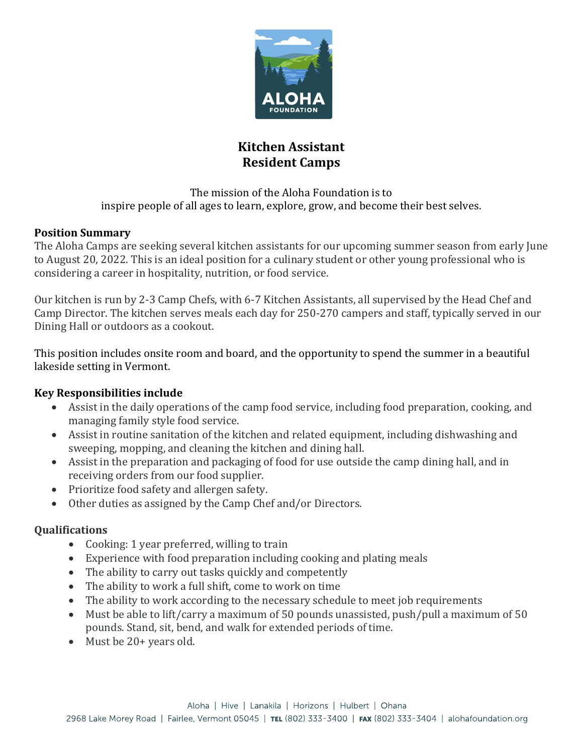# Kitchen Assistant
# Resident Camps

The mission of the Aloha Foundation is to
inspire people of all ages to learn, explore, grow, and become their best selves.

**Position Summary**

The Aloha Camps are seeking several kitchen assistants for our upcoming summer season from early June to August 20, 2022. This is an ideal position for a culinary student or other young professional who is considering a career in hospitality, nutrition, or food service.

Our kitchen is run by 2-3 Camp Chefs, with 6-7 Kitchen Assistants, all supervised by the Head Chef and Camp Director. The kitchen serves meals each day for 250-270 campers and staff, typically served in our Dining Hall or outdoors as a cookout.

This position includes onsite room and board, and the opportunity to spend the summer in a beautiful lakeside setting in Vermont.

**Key Responsibilities include**

- Assist in the daily operations of the camp food service, including food preparation, cooking, and managing family style food service.
- Assist in routine sanitation of the kitchen and related equipment, including dishwashing and sweeping, mopping, and cleaning the kitchen and dining hall.
- Assist in the preparation and packaging of food for use outside the camp dining hall, and in receiving orders from our food supplier.
- Prioritize food safety and allergen safety.
- Other duties as assigned by the Camp Chef and/or Directors.

**Qualifications**

- Cooking: 1 year preferred, willing to train
- Experience with food preparation including cooking and plating meals
- The ability to carry out tasks quickly and competently
- The ability to work a full shift, come to work on time
- The ability to work according to the necessary schedule to meet job requirements
- Must be able to lift/carry a maximum of 50 pounds unassisted, push/pull a maximum of 50 pounds. Stand, sit, bend, and walk for extended periods of time.
- Must be 20+ years old.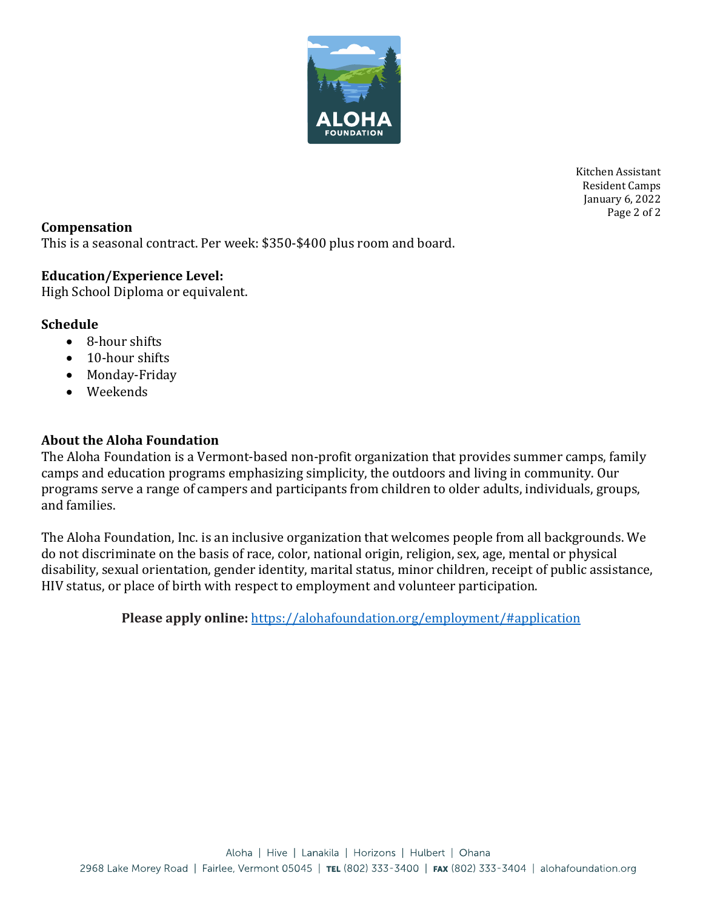Kitchen Assistant
Resident Camps
January 6, 2022

**Compensation**
This is a seasonal contract. Per week: $350-$400 plus room and board.

**Education/Experience Level:**
High School Diploma or equivalent.

**Schedule**
- 8-hour shifts
- 10-hour shifts
- Monday-Friday
- Weekends

**About the Aloha Foundation**
The Aloha Foundation is a Vermont-based non-profit organization that provides summer camps, family camps and education programs emphasizing simplicity, the outdoors and living in community. Our programs serve a range of campers and participants from children to older adults, individuals, groups, and families.

The Aloha Foundation, Inc. is an inclusive organization that welcomes people from all backgrounds. We do not discriminate on the basis of race, color, national origin, religion, sex, age, mental or physical disability, sexual orientation, gender identity, marital status, minor children, receipt of public assistance, HIV status, or place of birth with respect to employment and volunteer participation.

**Please apply online:** https://alohafoundation.org/employment/#application

Aloha | Hive | Lanakila | Horizons | Hulbert | Ohana
2968 Lake Morey Road | Fairlee, Vermont 05045 | TEL (802) 333-3400 | FAX (802) 333-3404 | alohafoundation.org